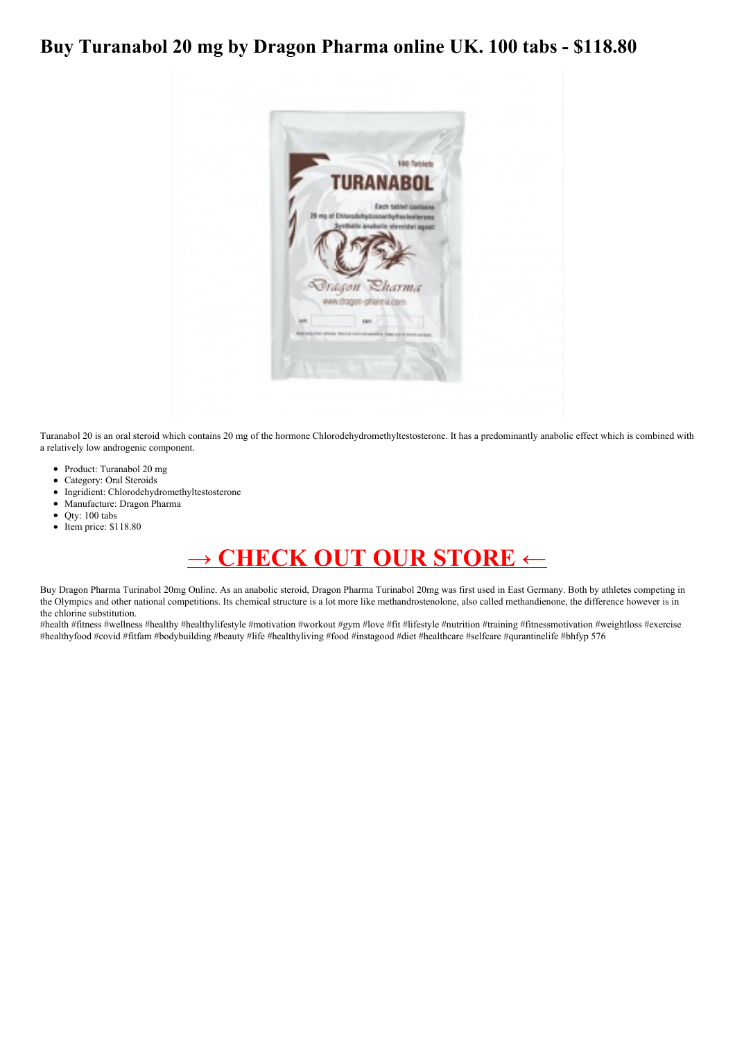# Buy Turanabol 20 mg by Dragon Pharma online UK. 100 tabs - $118.80

Turanabol 20 is an oral steroid which contains 20 mg of the hormone Chlorodehydromethyltestosterone. It has a predominantly anabolic effect which is combined with a relatively low androgenic component.

- Product: Turanabol 20 mg
- Category: Oral Steroids
- Ingridient: Chlorodehydromethyltestosterone
- Manufacture: Dragon Pharma
- Qty: 100 tabs
- Item price: $118.80

## → CHECK OUT OUR STORE ←

Buy Dragon Pharma Turinabol 20mg Online. As an anabolic steroid, Dragon Pharma Turinabol 20mg was first used in East Germany. Both by athletes competing in the Olympics and other national competitions. Its chemical structure is a lot more like methandrostenolone, also called methandienone, the difference however is in the chlorine substitution.

#health #fitness #wellness #healthy #healthylifestyle #motivation #workout #gym #love #fit #lifestyle #nutrition #training #fitnessmotivation #weightloss #exercise #healthyfood #covid #fitfam #bodybuilding #beauty #life #healthyliving #food #instagood #diet #healthcare #selfcare #qurantinelife #bhfyp 576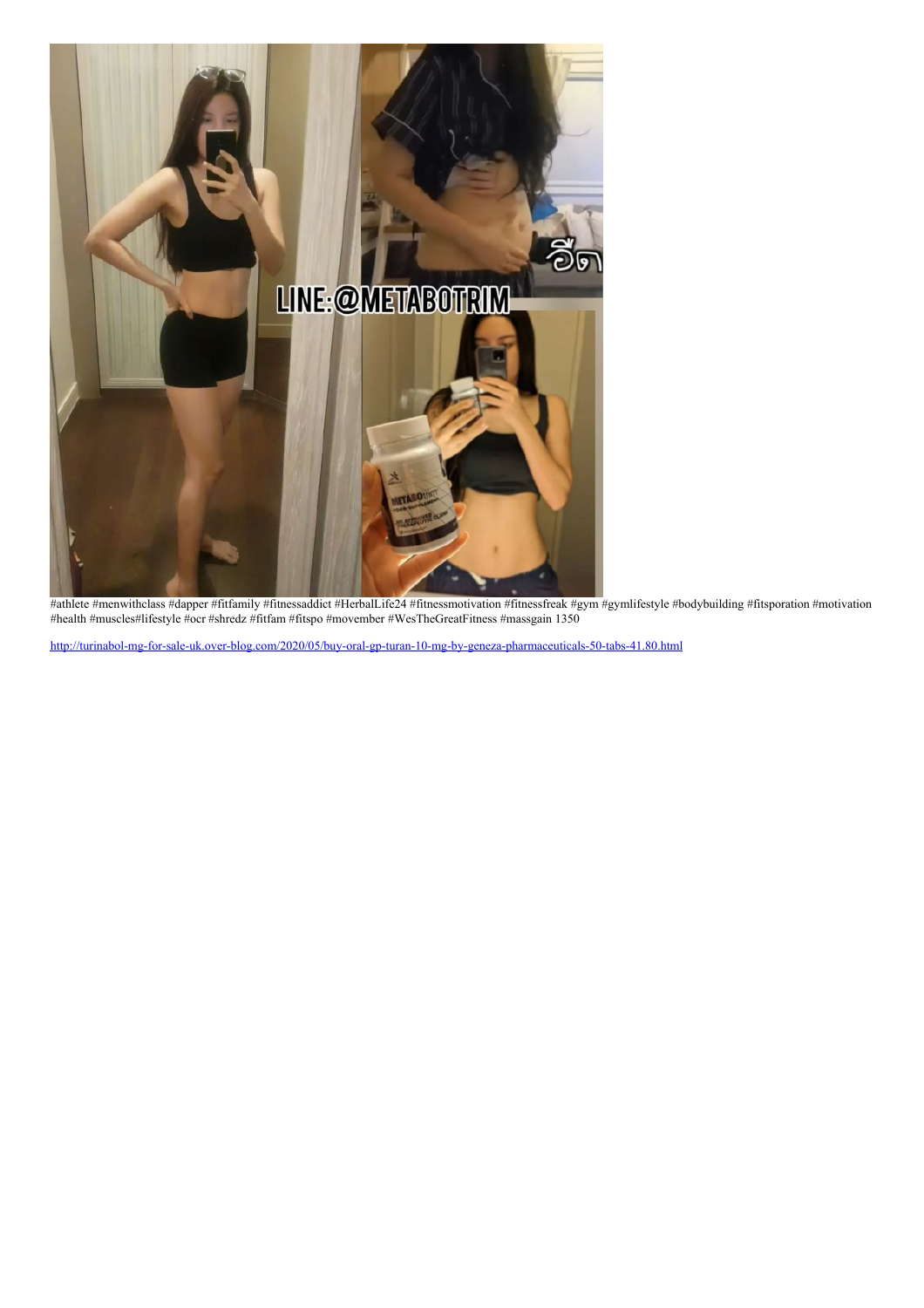#athlete #menwithclass #dapper #fitfamily #fitnessaddict #HerbalLife24 #fitnessmotivation #fitnessfreak #gym #gymlifestyle #bodybuilding #fitsporation #motivation #health #muscles#lifestyle #ocr #shredz #fitfam #fitspo #movember #WesTheGreatFitness #massgain 1350

http://turinabol-mg-for-sale-uk.over-blog.com/2020/05/buy-oral-gp-turan-10-mg-by-geneza-pharmaceuticals-50-tabs-41.80.html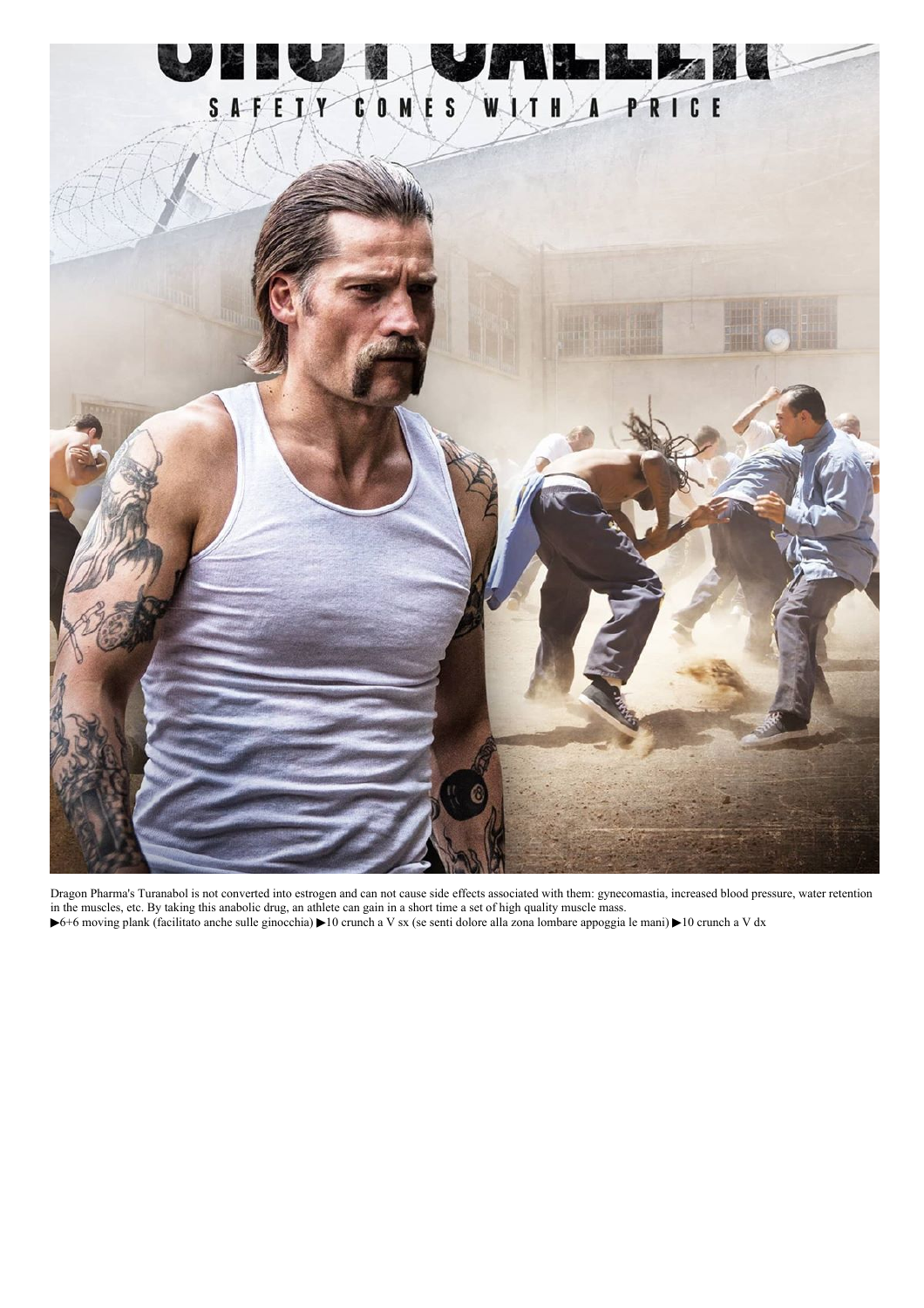Dragon Pharma's Turanabol is not converted into estrogen and can not cause side effects associated with them: gynecomastia, increased blood pressure, water retention in the muscles, etc. By taking this anabolic drug, an athlete can gain in a short time a set of high quality muscle mass.

▶6+6 moving plank (facilitato anche sulle ginocchia) ▶10 crunch a V sx (se senti dolore alla zona lombare appoggia le mani) ▶10 crunch a V dx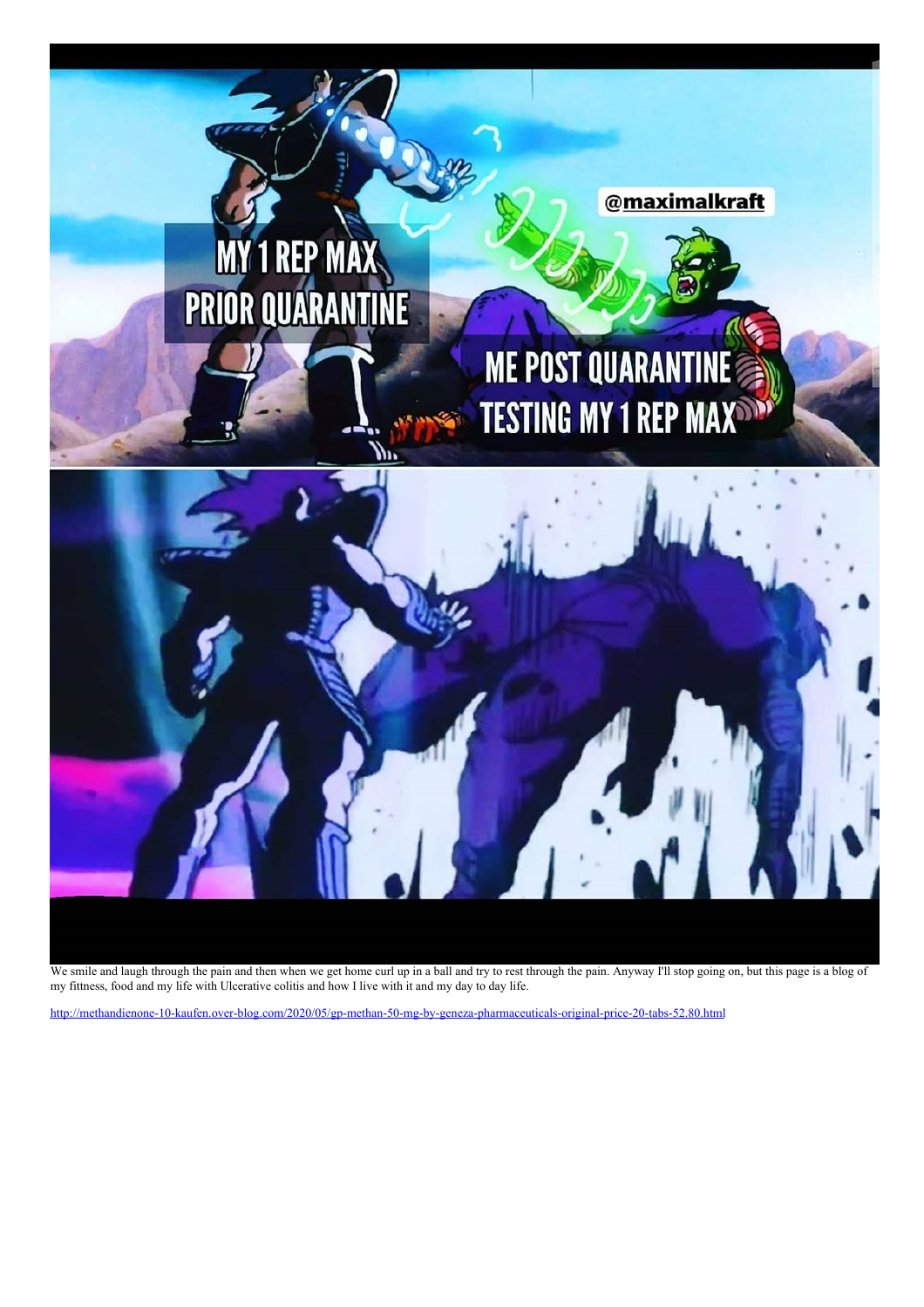We smile and laugh through the pain and then when we get home curl up in a ball and try to rest through the pain. Anyway I'll stop going on, but this page is a blog of my fittness, food and my life with Ulcerative colitis and how I live with it and my day to day life.

http://methandienone-10-kaufen.over-blog.com/2020/05/gp-methan-50-mg-by-geneza-pharmaceuticals-original-price-20-tabs-52.80.html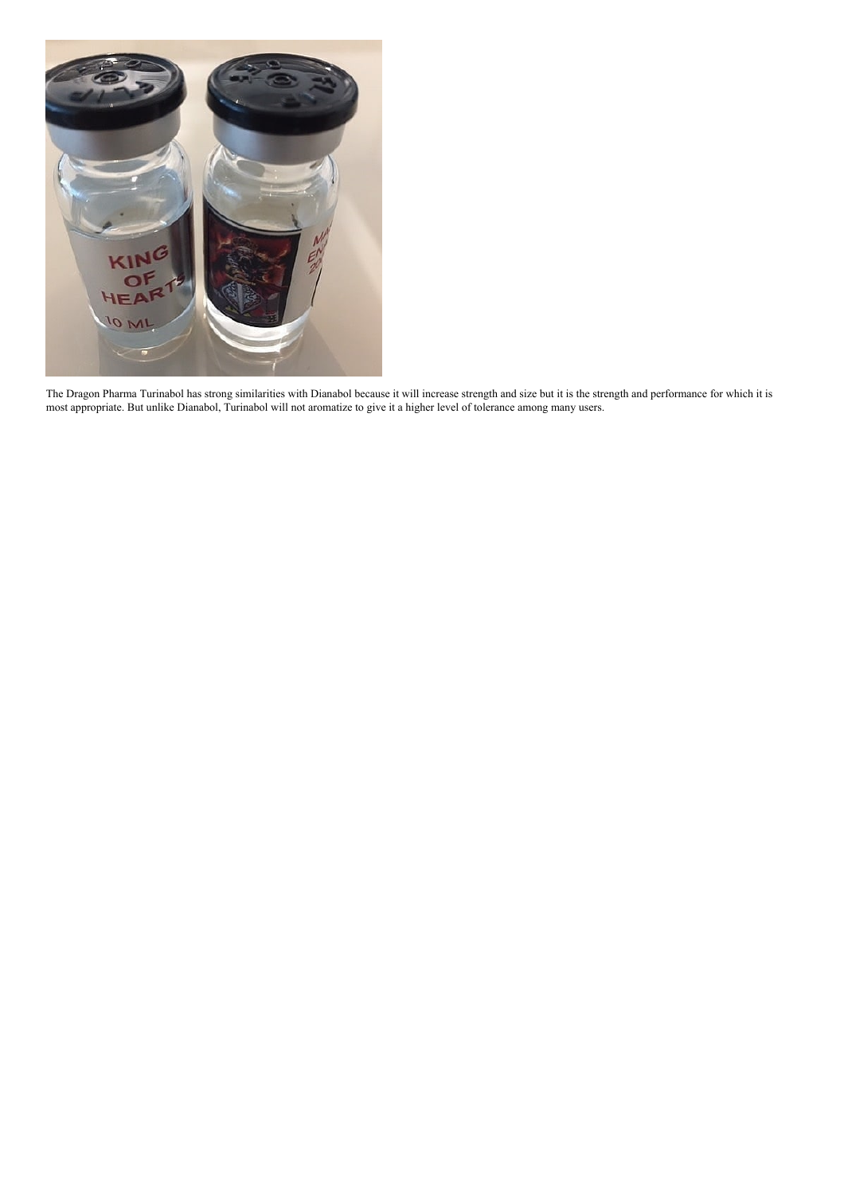The Dragon Pharma Turinabol has strong similarities with Dianabol because it will increase strength and size but it is the strength and performance for which it is most appropriate. But unlike Dianabol, Turinabol will not aromatize to give it a higher level of tolerance among many users.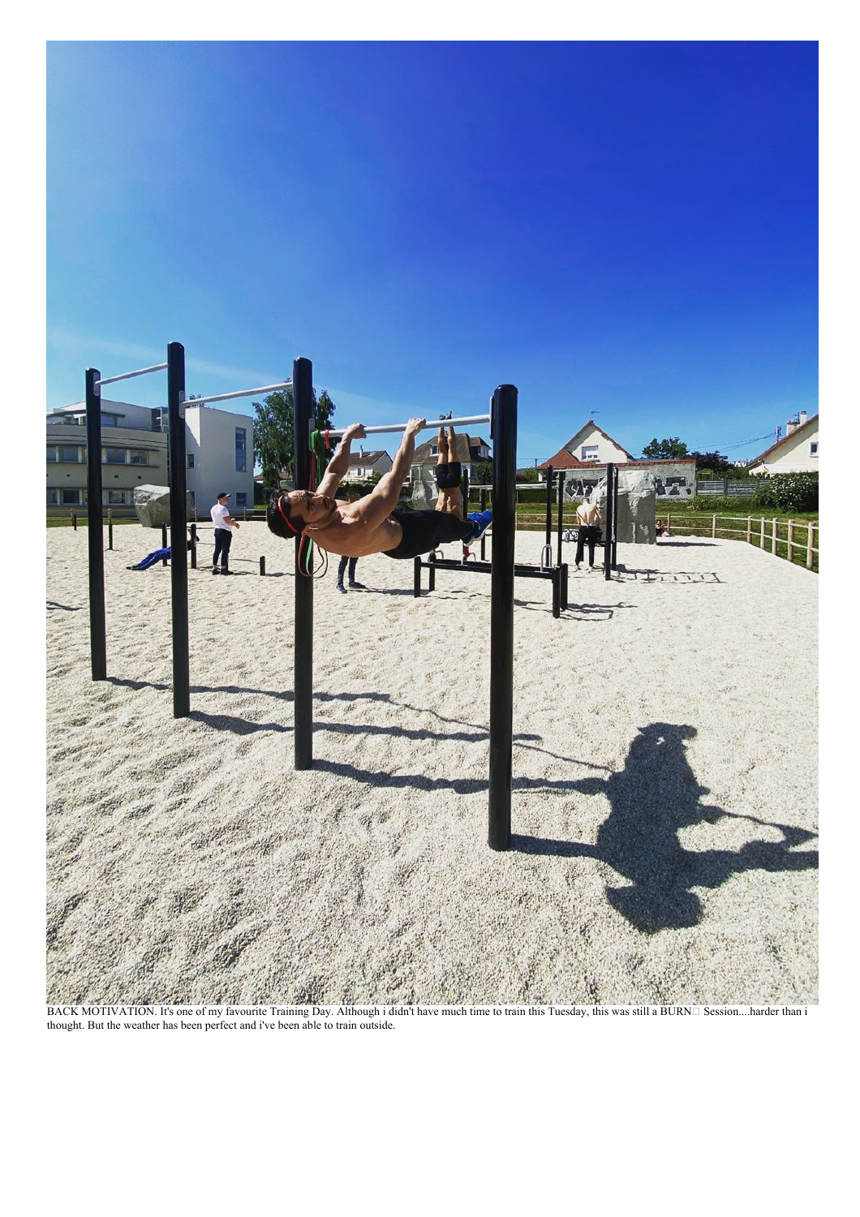BACK MOTIVATION. It's one of my favourite Training Day. Although i didn't have much time to train this Tuesday, this was still a BURN□ Session....harder than i thought. But the weather has been perfect and i've been able to train outside.